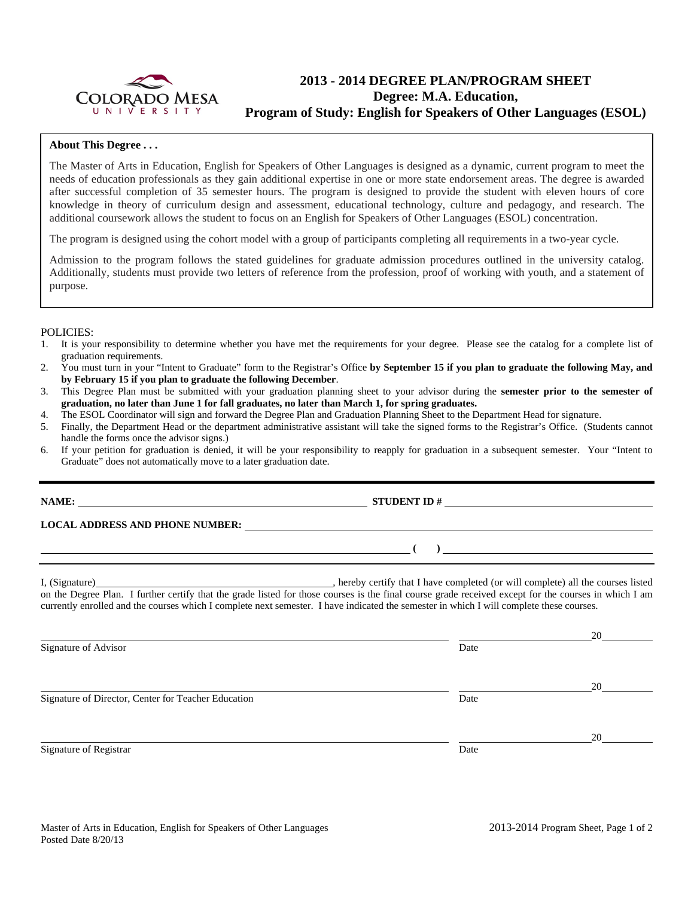# 2013 - 2014 DEGREE PLAN/PROGRAM SHEET
## Degree: M.A. Education,
## Program of Study: English for Speakers of Other Languages (ESOL)

**About This Degree . . .**

The Master of Arts in Education, English for Speakers of Other Languages is designed as a dynamic, current program to meet the needs of education professionals as they gain additional expertise in one or more state endorsement areas. The degree is awarded after successful completion of 35 semester hours. The program is designed to provide the student with eleven hours of core knowledge in theory of curriculum design and assessment, educational technology, culture and pedagogy, and research. The additional coursework allows the student to focus on an English for Speakers of Other Languages (ESOL) concentration.

The program is designed using the cohort model with a group of participants completing all requirements in a two-year cycle.

Admission to the program follows the stated guidelines for graduate admission procedures outlined in the university catalog. Additionally, students must provide two letters of reference from the profession, proof of working with youth, and a statement of purpose.

POLICIES:

1. It is your responsibility to determine whether you have met the requirements for your degree. Please see the catalog for a complete list of graduation requirements.
2. You must turn in your "Intent to Graduate" form to the Registrar's Office **by September 15 if you plan to graduate the following May, and by February 15 if you plan to graduate the following December**.
3. This Degree Plan must be submitted with your graduation planning sheet to your advisor during the **semester prior to the semester of graduation, no later than June 1 for fall graduates, no later than March 1, for spring graduates.**
4. The ESOL Coordinator will sign and forward the Degree Plan and Graduation Planning Sheet to the Department Head for signature.
5. Finally, the Department Head or the department administrative assistant will take the signed forms to the Registrar's Office. (Students cannot handle the forms once the advisor signs.)
6. If your petition for graduation is denied, it will be your responsibility to reapply for graduation in a subsequent semester. Your "Intent to Graduate" does not automatically move to a later graduation date.

---

**NAME:** ______________________________ **STUDENT ID #** ______________________________

**LOCAL ADDRESS AND PHONE NUMBER:** ______________________________

______________________________ **( )** ______________________________

I, (Signature)______________________________, hereby certify that I have completed (or will complete) all the courses listed on the Degree Plan. I further certify that the grade listed for those courses is the final course grade received except for the courses in which I am currently enrolled and the courses which I complete next semester. I have indicated the semester in which I will complete these courses.

______________________________ ______________ 20______
Signature of Advisor Date

______________________________ ______________ 20______
Signature of Director, Center for Teacher Education Date

______________________________ ______________ 20______
Signature of Registrar Date

Master of Arts in Education, English for Speakers of Other Languages
Posted Date 8/20/13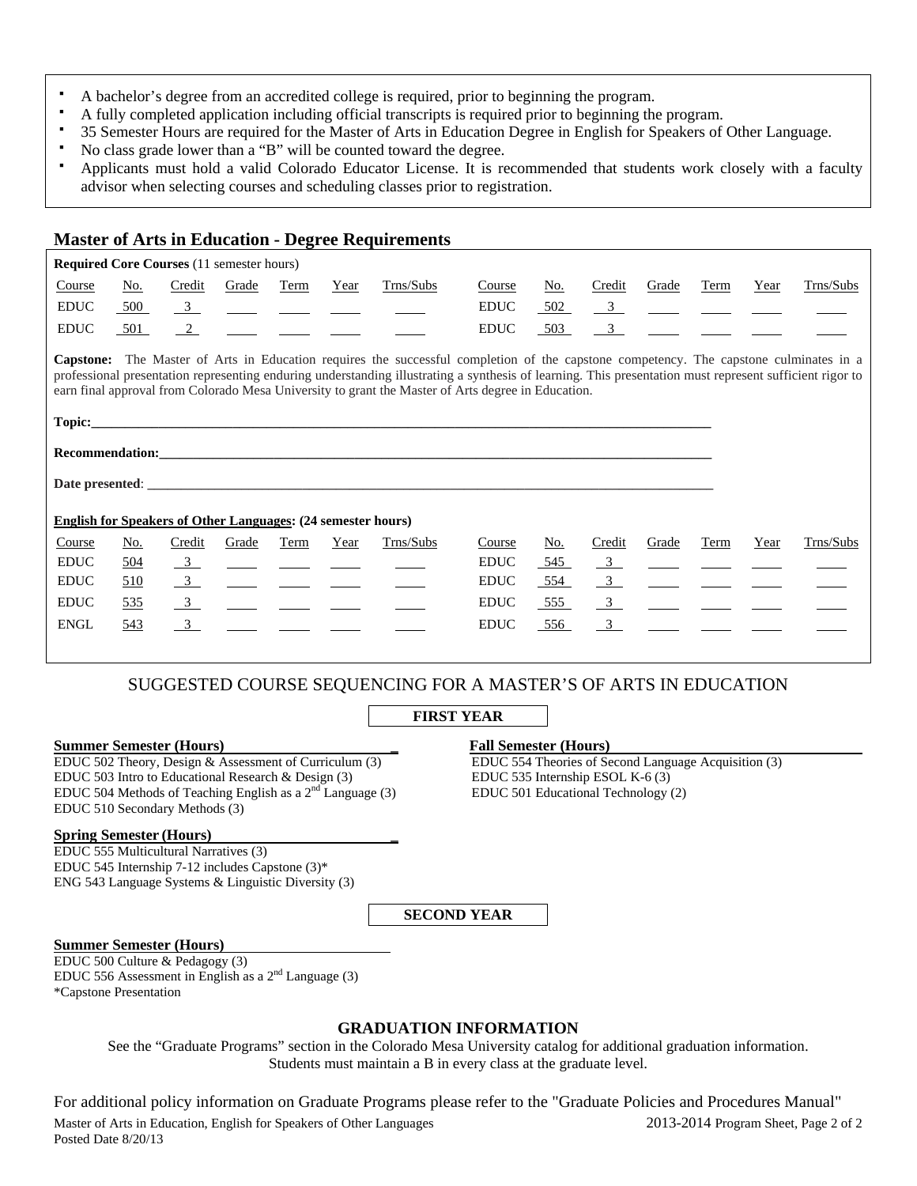- A bachelor's degree from an accredited college is required, prior to beginning the program.
- A fully completed application including official transcripts is required prior to beginning the program.
- 35 Semester Hours are required for the Master of Arts in Education Degree in English for Speakers of Other Language.
- No class grade lower than a "B" will be counted toward the degree.
- Applicants must hold a valid Colorado Educator License. It is recommended that students work closely with a faculty advisor when selecting courses and scheduling classes prior to registration.

## Master of Arts in Education - Degree Requirements

**Required Core Courses** (11 semester hours)

| Course | No. | Credit | Grade | Term | Year | Trns/Subs | Course | No. | Credit | Grade | Term | Year | Trns/Subs |
|---|---|---|---|---|---|---|---|---|---|---|---|---|---|
| EDUC | 500 | 3 | | | | | EDUC | 502 | 3 | | | | |
| EDUC | 501 | 2 | | | | | EDUC | 503 | 3 | | | | |

**Capstone:** The Master of Arts in Education requires the successful completion of the capstone competency. The capstone culminates in a professional presentation representing enduring understanding illustrating a synthesis of learning. This presentation must represent sufficient rigor to earn final approval from Colorado Mesa University to grant the Master of Arts degree in Education.

**Topic:**\_\_\_\_\_\_\_\_\_\_\_\_\_\_\_\_\_\_\_\_\_\_\_\_\_\_\_\_\_\_\_\_\_\_\_\_\_\_\_\_

**Recommendation:**\_\_\_\_\_\_\_\_\_\_\_\_\_\_\_\_\_\_\_\_\_\_\_\_\_\_\_\_\_\_\_\_\_\_\_\_\_\_\_\_

**Date presented**: \_\_\_\_\_\_\_\_\_\_\_\_\_\_\_\_\_\_\_\_\_\_\_\_\_\_\_\_\_\_\_\_\_\_\_\_\_\_\_\_

**English for Speakers of Other Languages: (24 semester hours)**

| Course | No. | Credit | Grade | Term | Year | Trns/Subs | Course | No. | Credit | Grade | Term | Year | Trns/Subs |
|---|---|---|---|---|---|---|---|---|---|---|---|---|---|
| EDUC | 504 | 3 | | | | | EDUC | 545 | 3 | | | | |
| EDUC | 510 | 3 | | | | | EDUC | 554 | 3 | | | | |
| EDUC | 535 | 3 | | | | | EDUC | 555 | 3 | | | | |
| ENGL | 543 | 3 | | | | | EDUC | 556 | 3 | | | | |

## SUGGESTED COURSE SEQUENCING FOR A MASTER'S OF ARTS IN EDUCATION

### FIRST YEAR

**Summer Semester (Hours)**

EDUC 502 Theory, Design & Assessment of Curriculum (3)
EDUC 503 Intro to Educational Research & Design (3)
EDUC 504 Methods of Teaching English as a 2nd Language (3)
EDUC 510 Secondary Methods (3)

**Fall Semester (Hours)**

EDUC 554 Theories of Second Language Acquisition (3)
EDUC 535 Internship ESOL K-6 (3)
EDUC 501 Educational Technology (2)

**Spring Semester (Hours)**

EDUC 555 Multicultural Narratives (3)
EDUC 545 Internship 7-12 includes Capstone (3)*
ENG 543 Language Systems & Linguistic Diversity (3)

### SECOND YEAR

**Summer Semester (Hours)**

EDUC 500 Culture & Pedagogy (3)
EDUC 556 Assessment in English as a 2nd Language (3)
*Capstone Presentation

## GRADUATION INFORMATION

See the "Graduate Programs" section in the Colorado Mesa University catalog for additional graduation information.
Students must maintain a B in every class at the graduate level.

For additional policy information on Graduate Programs please refer to the "Graduate Policies and Procedures Manual"